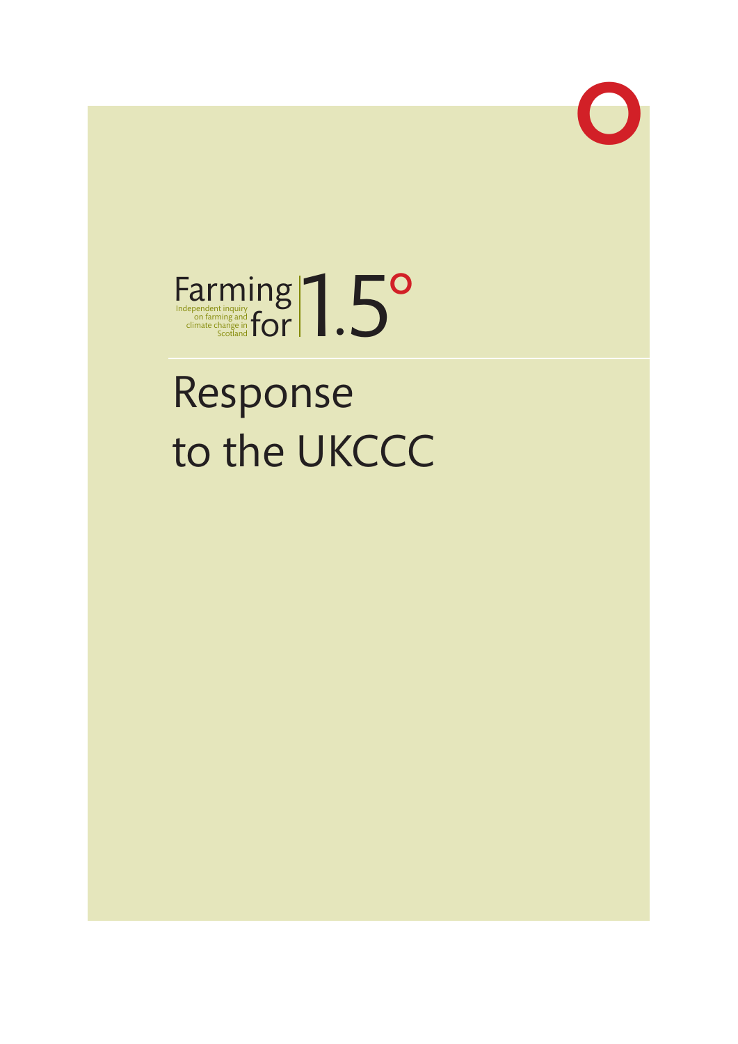Farming for 1.5°

Independent inquiry on farming and climate change in Scotland

# Response to the UKCCC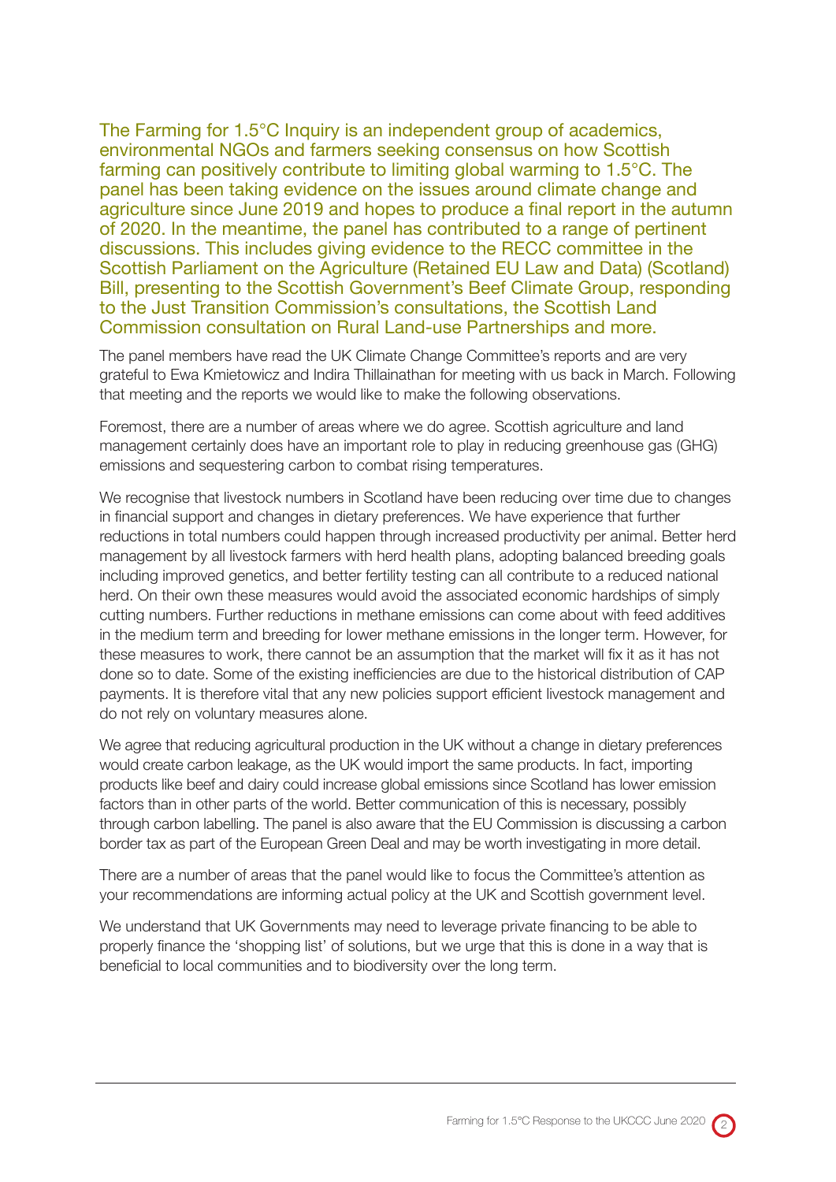The Farming for 1.5°C Inquiry is an independent group of academics, environmental NGOs and farmers seeking consensus on how Scottish farming can positively contribute to limiting global warming to 1.5°C. The panel has been taking evidence on the issues around climate change and agriculture since June 2019 and hopes to produce a final report in the autumn of 2020. In the meantime, the panel has contributed to a range of pertinent discussions. This includes giving evidence to the RECC committee in the Scottish Parliament on the Agriculture (Retained EU Law and Data) (Scotland) Bill, presenting to the Scottish Government's Beef Climate Group, responding to the Just Transition Commission's consultations, the Scottish Land Commission consultation on Rural Land-use Partnerships and more.

The panel members have read the UK Climate Change Committee's reports and are very grateful to Ewa Kmietowicz and Indira Thillainathan for meeting with us back in March. Following that meeting and the reports we would like to make the following observations.

Foremost, there are a number of areas where we do agree. Scottish agriculture and land management certainly does have an important role to play in reducing greenhouse gas (GHG) emissions and sequestering carbon to combat rising temperatures.

We recognise that livestock numbers in Scotland have been reducing over time due to changes in financial support and changes in dietary preferences. We have experience that further reductions in total numbers could happen through increased productivity per animal. Better herd management by all livestock farmers with herd health plans, adopting balanced breeding goals including improved genetics, and better fertility testing can all contribute to a reduced national herd. On their own these measures would avoid the associated economic hardships of simply cutting numbers. Further reductions in methane emissions can come about with feed additives in the medium term and breeding for lower methane emissions in the longer term. However, for these measures to work, there cannot be an assumption that the market will fix it as it has not done so to date. Some of the existing inefficiencies are due to the historical distribution of CAP payments. It is therefore vital that any new policies support efficient livestock management and do not rely on voluntary measures alone.

We agree that reducing agricultural production in the UK without a change in dietary preferences would create carbon leakage, as the UK would import the same products. In fact, importing products like beef and dairy could increase global emissions since Scotland has lower emission factors than in other parts of the world. Better communication of this is necessary, possibly through carbon labelling. The panel is also aware that the EU Commission is discussing a carbon border tax as part of the European Green Deal and may be worth investigating in more detail.

There are a number of areas that the panel would like to focus the Committee's attention as your recommendations are informing actual policy at the UK and Scottish government level.

We understand that UK Governments may need to leverage private financing to be able to properly finance the 'shopping list' of solutions, but we urge that this is done in a way that is beneficial to local communities and to biodiversity over the long term.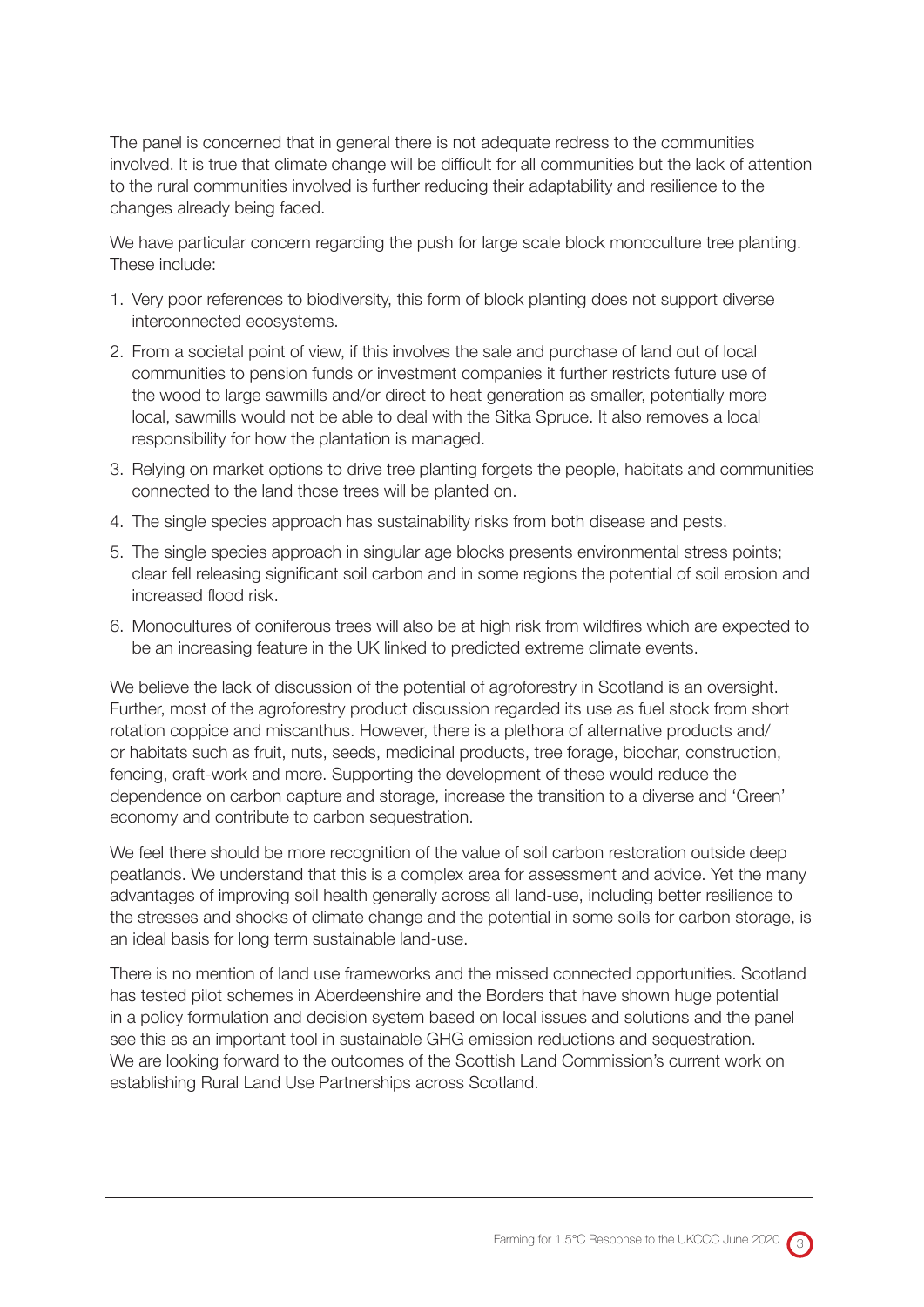The panel is concerned that in general there is not adequate redress to the communities involved. It is true that climate change will be difficult for all communities but the lack of attention to the rural communities involved is further reducing their adaptability and resilience to the changes already being faced.

We have particular concern regarding the push for large scale block monoculture tree planting. These include:

1. Very poor references to biodiversity, this form of block planting does not support diverse interconnected ecosystems.
2. From a societal point of view, if this involves the sale and purchase of land out of local communities to pension funds or investment companies it further restricts future use of the wood to large sawmills and/or direct to heat generation as smaller, potentially more local, sawmills would not be able to deal with the Sitka Spruce. It also removes a local responsibility for how the plantation is managed.
3. Relying on market options to drive tree planting forgets the people, habitats and communities connected to the land those trees will be planted on.
4. The single species approach has sustainability risks from both disease and pests.
5. The single species approach in singular age blocks presents environmental stress points; clear fell releasing significant soil carbon and in some regions the potential of soil erosion and increased flood risk.
6. Monocultures of coniferous trees will also be at high risk from wildfires which are expected to be an increasing feature in the UK linked to predicted extreme climate events.

We believe the lack of discussion of the potential of agroforestry in Scotland is an oversight. Further, most of the agroforestry product discussion regarded its use as fuel stock from short rotation coppice and miscanthus. However, there is a plethora of alternative products and/or habitats such as fruit, nuts, seeds, medicinal products, tree forage, biochar, construction, fencing, craft-work and more. Supporting the development of these would reduce the dependence on carbon capture and storage, increase the transition to a diverse and 'Green' economy and contribute to carbon sequestration.

We feel there should be more recognition of the value of soil carbon restoration outside deep peatlands. We understand that this is a complex area for assessment and advice. Yet the many advantages of improving soil health generally across all land-use, including better resilience to the stresses and shocks of climate change and the potential in some soils for carbon storage, is an ideal basis for long term sustainable land-use.

There is no mention of land use frameworks and the missed connected opportunities. Scotland has tested pilot schemes in Aberdeenshire and the Borders that have shown huge potential in a policy formulation and decision system based on local issues and solutions and the panel see this as an important tool in sustainable GHG emission reductions and sequestration. We are looking forward to the outcomes of the Scottish Land Commission's current work on establishing Rural Land Use Partnerships across Scotland.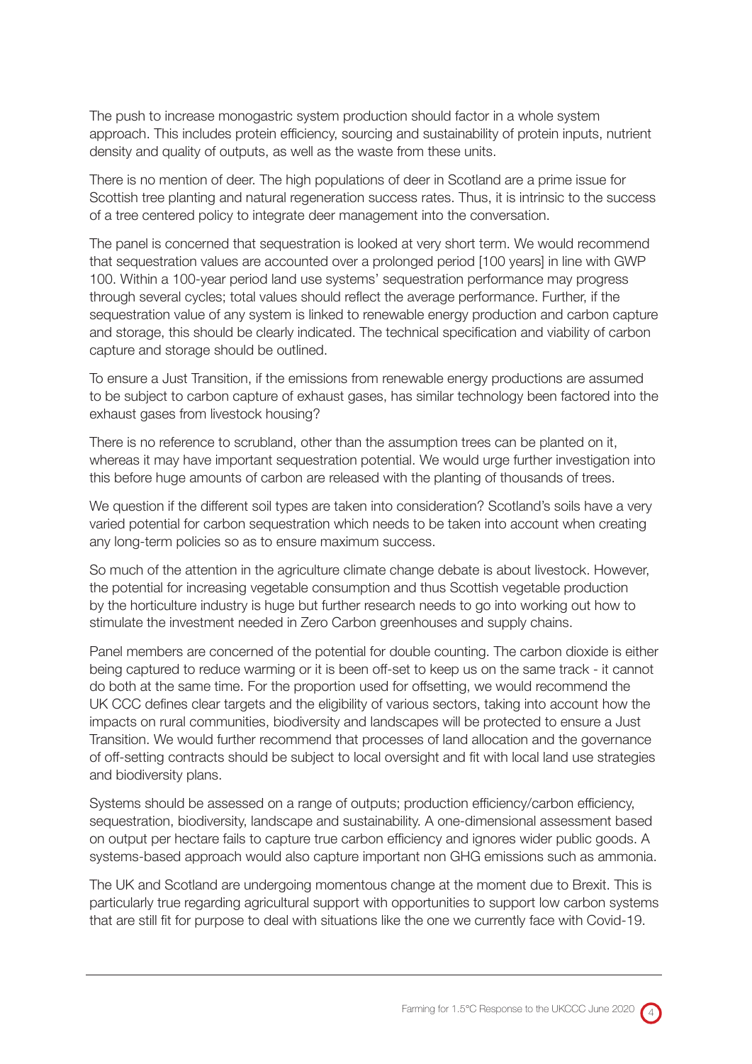The push to increase monogastric system production should factor in a whole system approach. This includes protein efficiency, sourcing and sustainability of protein inputs, nutrient density and quality of outputs, as well as the waste from these units.

There is no mention of deer. The high populations of deer in Scotland are a prime issue for Scottish tree planting and natural regeneration success rates. Thus, it is intrinsic to the success of a tree centered policy to integrate deer management into the conversation.

The panel is concerned that sequestration is looked at very short term. We would recommend that sequestration values are accounted over a prolonged period [100 years] in line with GWP 100. Within a 100-year period land use systems' sequestration performance may progress through several cycles; total values should reflect the average performance. Further, if the sequestration value of any system is linked to renewable energy production and carbon capture and storage, this should be clearly indicated. The technical specification and viability of carbon capture and storage should be outlined.

To ensure a Just Transition, if the emissions from renewable energy productions are assumed to be subject to carbon capture of exhaust gases, has similar technology been factored into the exhaust gases from livestock housing?

There is no reference to scrubland, other than the assumption trees can be planted on it, whereas it may have important sequestration potential. We would urge further investigation into this before huge amounts of carbon are released with the planting of thousands of trees.

We question if the different soil types are taken into consideration? Scotland's soils have a very varied potential for carbon sequestration which needs to be taken into account when creating any long-term policies so as to ensure maximum success.

So much of the attention in the agriculture climate change debate is about livestock. However, the potential for increasing vegetable consumption and thus Scottish vegetable production by the horticulture industry is huge but further research needs to go into working out how to stimulate the investment needed in Zero Carbon greenhouses and supply chains.

Panel members are concerned of the potential for double counting. The carbon dioxide is either being captured to reduce warming or it is been off-set to keep us on the same track - it cannot do both at the same time. For the proportion used for offsetting, we would recommend the UK CCC defines clear targets and the eligibility of various sectors, taking into account how the impacts on rural communities, biodiversity and landscapes will be protected to ensure a Just Transition. We would further recommend that processes of land allocation and the governance of off-setting contracts should be subject to local oversight and fit with local land use strategies and biodiversity plans.

Systems should be assessed on a range of outputs; production efficiency/carbon efficiency, sequestration, biodiversity, landscape and sustainability. A one-dimensional assessment based on output per hectare fails to capture true carbon efficiency and ignores wider public goods. A systems-based approach would also capture important non GHG emissions such as ammonia.

The UK and Scotland are undergoing momentous change at the moment due to Brexit. This is particularly true regarding agricultural support with opportunities to support low carbon systems that are still fit for purpose to deal with situations like the one we currently face with Covid-19.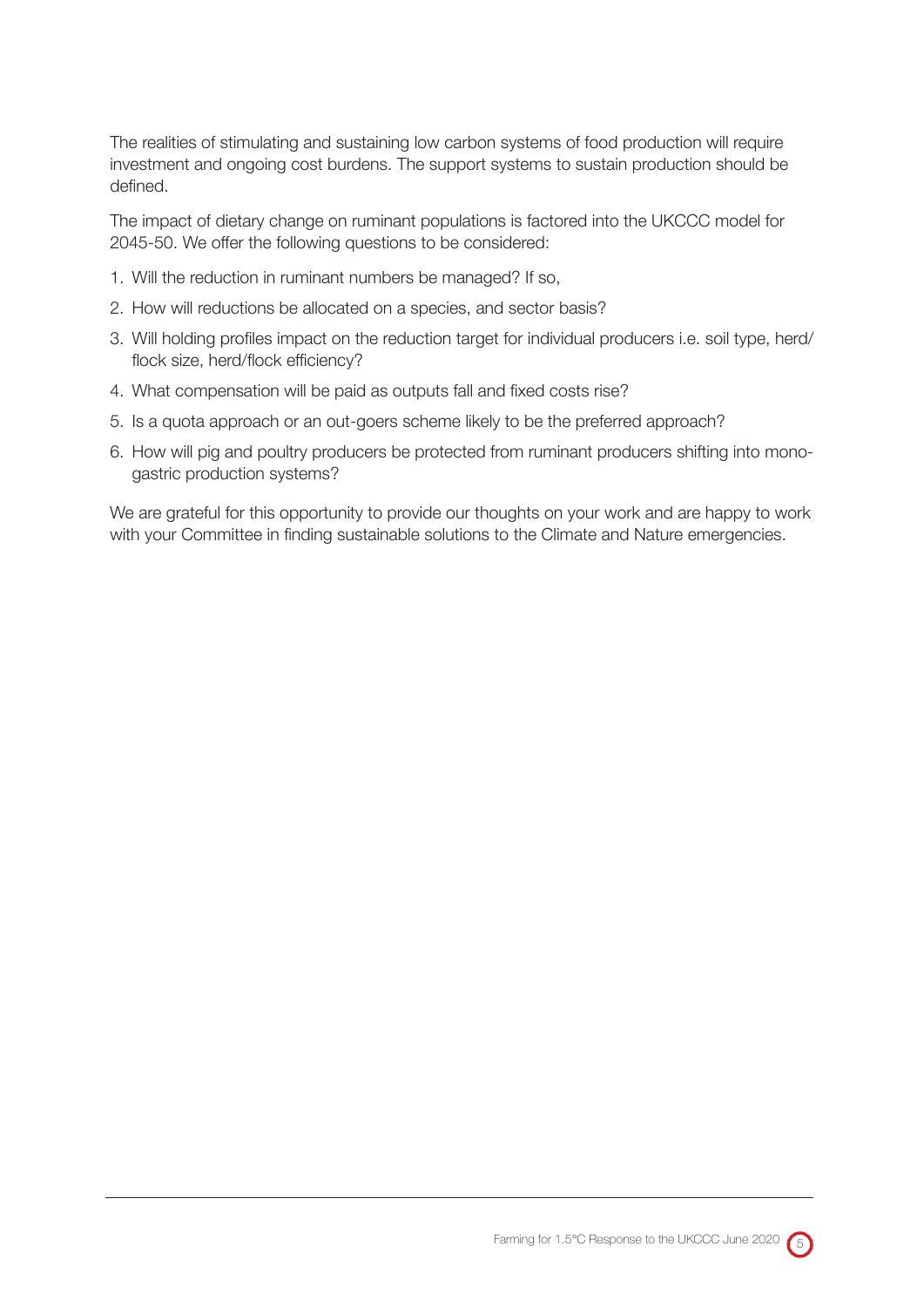The realities of stimulating and sustaining low carbon systems of food production will require investment and ongoing cost burdens. The support systems to sustain production should be defined.

The impact of dietary change on ruminant populations is factored into the UKCCC model for 2045-50. We offer the following questions to be considered:

1. Will the reduction in ruminant numbers be managed? If so,
2. How will reductions be allocated on a species, and sector basis?
3. Will holding profiles impact on the reduction target for individual producers i.e. soil type, herd/flock size, herd/flock efficiency?
4. What compensation will be paid as outputs fall and fixed costs rise?
5. Is a quota approach or an out-goers scheme likely to be the preferred approach?
6. How will pig and poultry producers be protected from ruminant producers shifting into mono-gastric production systems?

We are grateful for this opportunity to provide our thoughts on your work and are happy to work with your Committee in finding sustainable solutions to the Climate and Nature emergencies.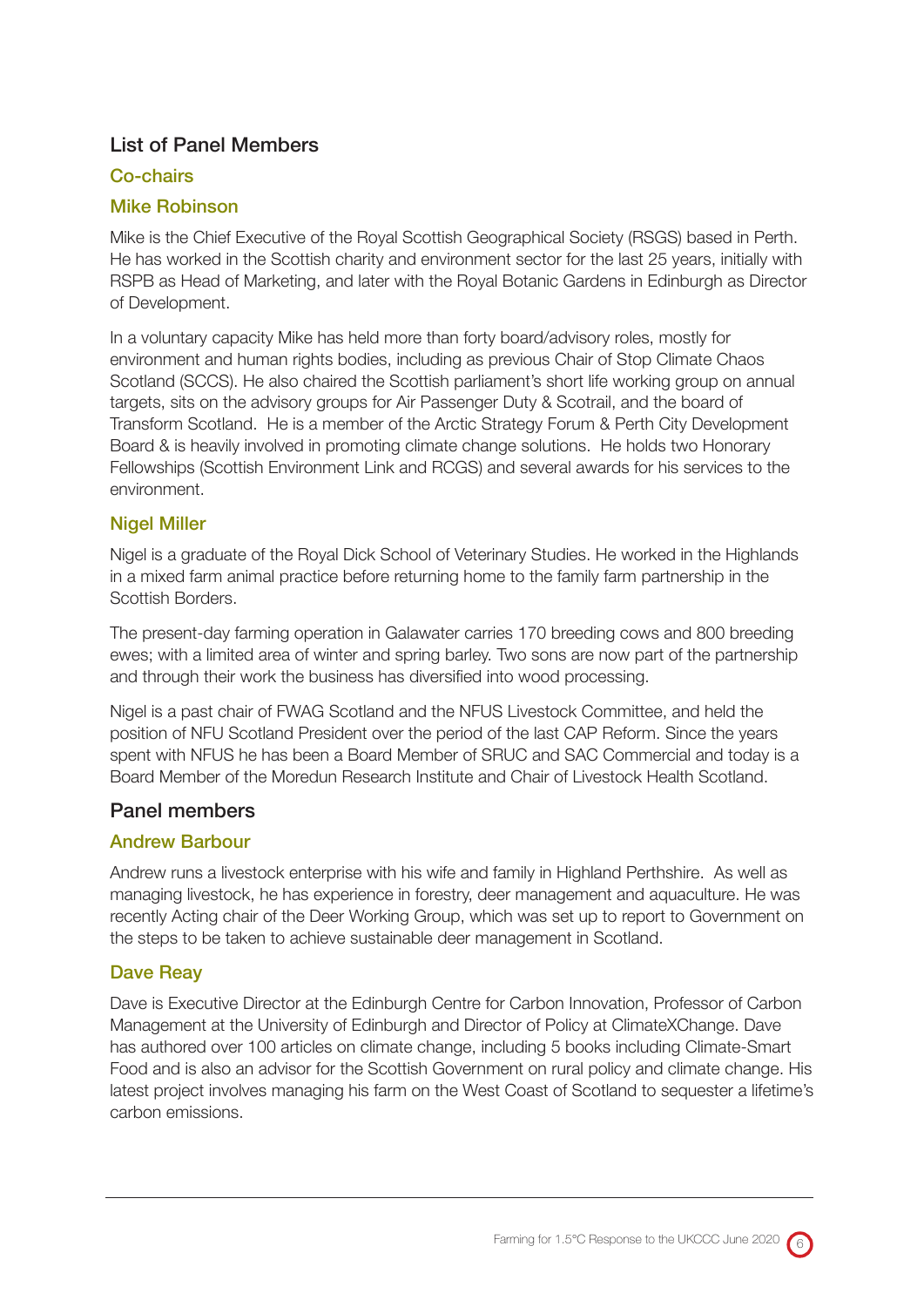## List of Panel Members

### Co-chairs

### Mike Robinson

Mike is the Chief Executive of the Royal Scottish Geographical Society (RSGS) based in Perth. He has worked in the Scottish charity and environment sector for the last 25 years, initially with RSPB as Head of Marketing, and later with the Royal Botanic Gardens in Edinburgh as Director of Development.

In a voluntary capacity Mike has held more than forty board/advisory roles, mostly for environment and human rights bodies, including as previous Chair of Stop Climate Chaos Scotland (SCCS). He also chaired the Scottish parliament's short life working group on annual targets, sits on the advisory groups for Air Passenger Duty & Scotrail, and the board of Transform Scotland. He is a member of the Arctic Strategy Forum & Perth City Development Board & is heavily involved in promoting climate change solutions. He holds two Honorary Fellowships (Scottish Environment Link and RCGS) and several awards for his services to the environment.

### Nigel Miller

Nigel is a graduate of the Royal Dick School of Veterinary Studies. He worked in the Highlands in a mixed farm animal practice before returning home to the family farm partnership in the Scottish Borders.

The present-day farming operation in Galawater carries 170 breeding cows and 800 breeding ewes; with a limited area of winter and spring barley. Two sons are now part of the partnership and through their work the business has diversified into wood processing.

Nigel is a past chair of FWAG Scotland and the NFUS Livestock Committee, and held the position of NFU Scotland President over the period of the last CAP Reform. Since the years spent with NFUS he has been a Board Member of SRUC and SAC Commercial and today is a Board Member of the Moredun Research Institute and Chair of Livestock Health Scotland.

## Panel members

### Andrew Barbour

Andrew runs a livestock enterprise with his wife and family in Highland Perthshire. As well as managing livestock, he has experience in forestry, deer management and aquaculture. He was recently Acting chair of the Deer Working Group, which was set up to report to Government on the steps to be taken to achieve sustainable deer management in Scotland.

### Dave Reay

Dave is Executive Director at the Edinburgh Centre for Carbon Innovation, Professor of Carbon Management at the University of Edinburgh and Director of Policy at ClimateXChange. Dave has authored over 100 articles on climate change, including 5 books including Climate-Smart Food and is also an advisor for the Scottish Government on rural policy and climate change. His latest project involves managing his farm on the West Coast of Scotland to sequester a lifetime's carbon emissions.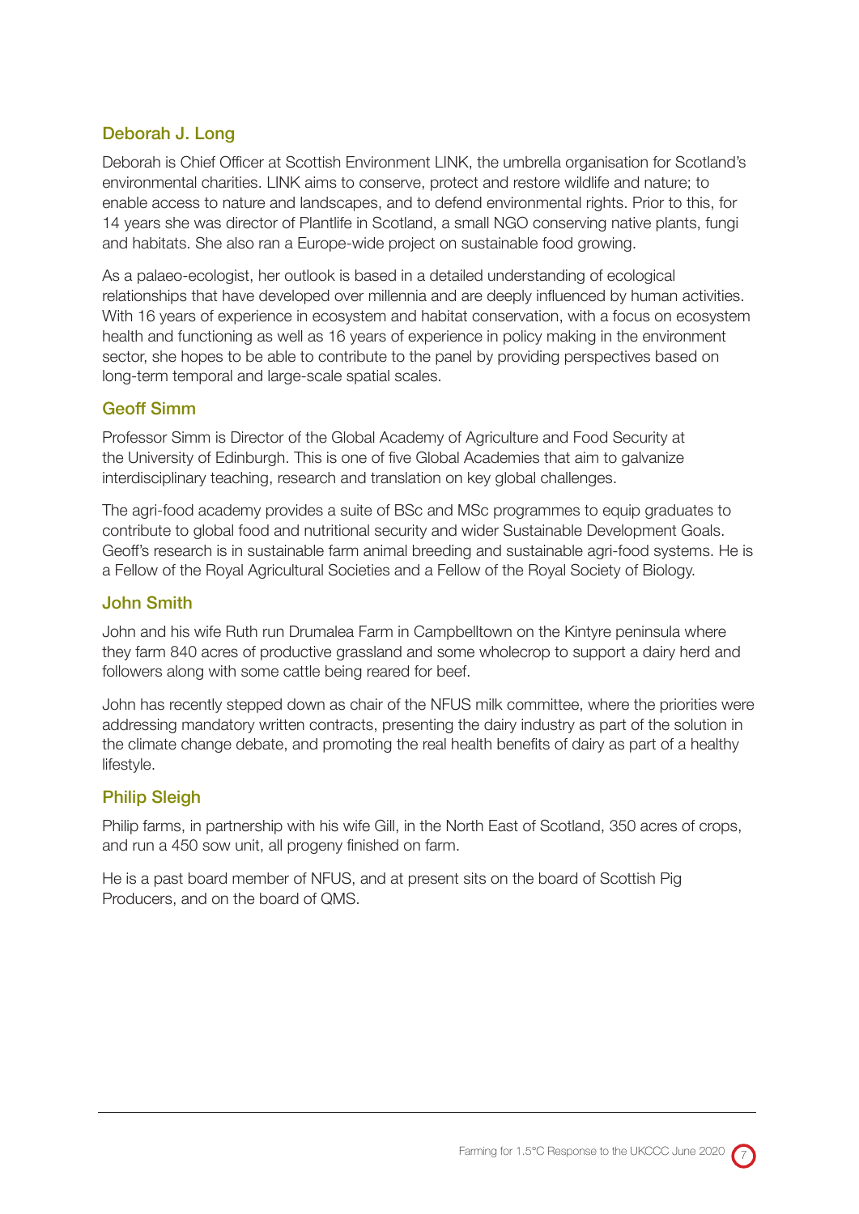### Deborah J. Long

Deborah is Chief Officer at Scottish Environment LINK, the umbrella organisation for Scotland's environmental charities. LINK aims to conserve, protect and restore wildlife and nature; to enable access to nature and landscapes, and to defend environmental rights. Prior to this, for 14 years she was director of Plantlife in Scotland, a small NGO conserving native plants, fungi and habitats. She also ran a Europe-wide project on sustainable food growing.

As a palaeo-ecologist, her outlook is based in a detailed understanding of ecological relationships that have developed over millennia and are deeply influenced by human activities. With 16 years of experience in ecosystem and habitat conservation, with a focus on ecosystem health and functioning as well as 16 years of experience in policy making in the environment sector, she hopes to be able to contribute to the panel by providing perspectives based on long-term temporal and large-scale spatial scales.

### Geoff Simm

Professor Simm is Director of the Global Academy of Agriculture and Food Security at the University of Edinburgh. This is one of five Global Academies that aim to galvanize interdisciplinary teaching, research and translation on key global challenges.

The agri-food academy provides a suite of BSc and MSc programmes to equip graduates to contribute to global food and nutritional security and wider Sustainable Development Goals. Geoff's research is in sustainable farm animal breeding and sustainable agri-food systems. He is a Fellow of the Royal Agricultural Societies and a Fellow of the Royal Society of Biology.

### John Smith

John and his wife Ruth run Drumalea Farm in Campbelltown on the Kintyre peninsula where they farm 840 acres of productive grassland and some wholecrop to support a dairy herd and followers along with some cattle being reared for beef.

John has recently stepped down as chair of the NFUS milk committee, where the priorities were addressing mandatory written contracts, presenting the dairy industry as part of the solution in the climate change debate, and promoting the real health benefits of dairy as part of a healthy lifestyle.

### Philip Sleigh

Philip farms, in partnership with his wife Gill, in the North East of Scotland, 350 acres of crops, and run a 450 sow unit, all progeny finished on farm.

He is a past board member of NFUS, and at present sits on the board of Scottish Pig Producers, and on the board of QMS.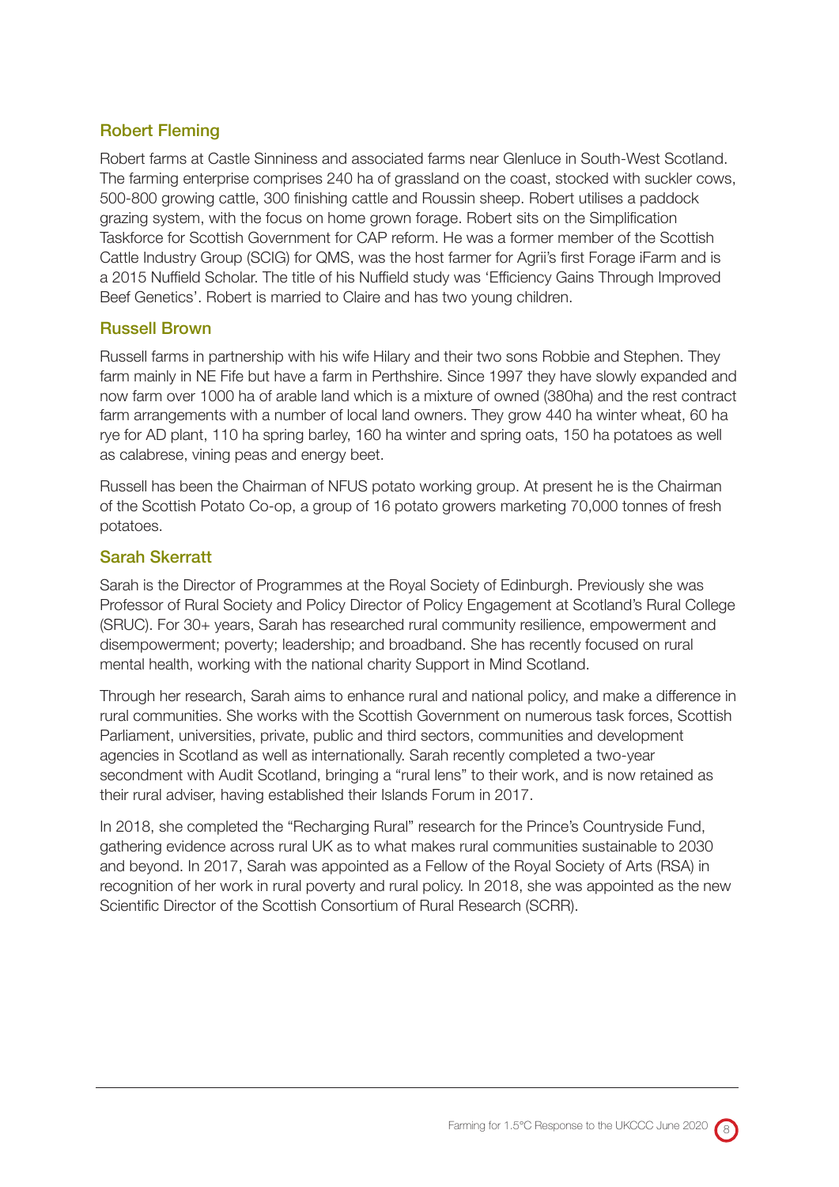### Robert Fleming

Robert farms at Castle Sinniness and associated farms near Glenluce in South-West Scotland. The farming enterprise comprises 240 ha of grassland on the coast, stocked with suckler cows, 500-800 growing cattle, 300 finishing cattle and Roussin sheep. Robert utilises a paddock grazing system, with the focus on home grown forage. Robert sits on the Simplification Taskforce for Scottish Government for CAP reform. He was a former member of the Scottish Cattle Industry Group (SCIG) for QMS, was the host farmer for Agrii's first Forage iFarm and is a 2015 Nuffield Scholar. The title of his Nuffield study was 'Efficiency Gains Through Improved Beef Genetics'. Robert is married to Claire and has two young children.

### Russell Brown

Russell farms in partnership with his wife Hilary and their two sons Robbie and Stephen. They farm mainly in NE Fife but have a farm in Perthshire. Since 1997 they have slowly expanded and now farm over 1000 ha of arable land which is a mixture of owned (380ha) and the rest contract farm arrangements with a number of local land owners. They grow 440 ha winter wheat, 60 ha rye for AD plant, 110 ha spring barley, 160 ha winter and spring oats, 150 ha potatoes as well as calabrese, vining peas and energy beet.

Russell has been the Chairman of NFUS potato working group. At present he is the Chairman of the Scottish Potato Co-op, a group of 16 potato growers marketing 70,000 tonnes of fresh potatoes.

### Sarah Skerratt

Sarah is the Director of Programmes at the Royal Society of Edinburgh. Previously she was Professor of Rural Society and Policy Director of Policy Engagement at Scotland's Rural College (SRUC). For 30+ years, Sarah has researched rural community resilience, empowerment and disempowerment; poverty; leadership; and broadband. She has recently focused on rural mental health, working with the national charity Support in Mind Scotland.

Through her research, Sarah aims to enhance rural and national policy, and make a difference in rural communities. She works with the Scottish Government on numerous task forces, Scottish Parliament, universities, private, public and third sectors, communities and development agencies in Scotland as well as internationally. Sarah recently completed a two-year secondment with Audit Scotland, bringing a "rural lens" to their work, and is now retained as their rural adviser, having established their Islands Forum in 2017.

In 2018, she completed the "Recharging Rural" research for the Prince's Countryside Fund, gathering evidence across rural UK as to what makes rural communities sustainable to 2030 and beyond. In 2017, Sarah was appointed as a Fellow of the Royal Society of Arts (RSA) in recognition of her work in rural poverty and rural policy. In 2018, she was appointed as the new Scientific Director of the Scottish Consortium of Rural Research (SCRR).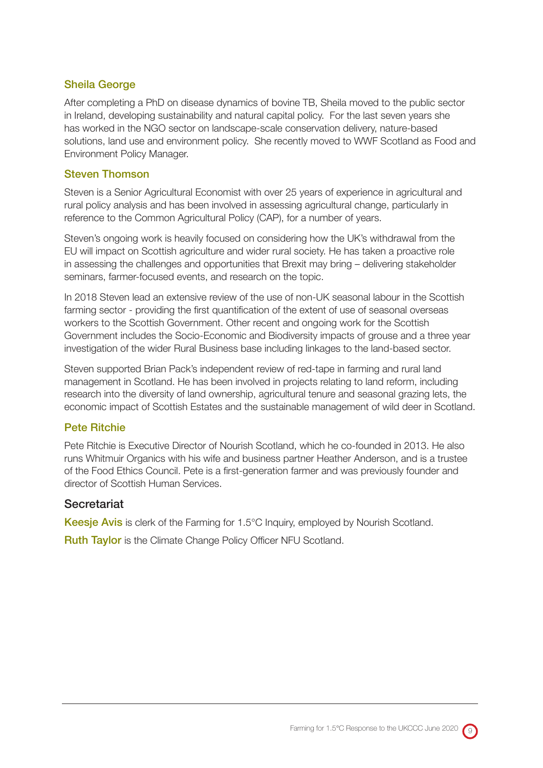### Sheila George

After completing a PhD on disease dynamics of bovine TB, Sheila moved to the public sector in Ireland, developing sustainability and natural capital policy. For the last seven years she has worked in the NGO sector on landscape-scale conservation delivery, nature-based solutions, land use and environment policy. She recently moved to WWF Scotland as Food and Environment Policy Manager.

### Steven Thomson

Steven is a Senior Agricultural Economist with over 25 years of experience in agricultural and rural policy analysis and has been involved in assessing agricultural change, particularly in reference to the Common Agricultural Policy (CAP), for a number of years.

Steven's ongoing work is heavily focused on considering how the UK's withdrawal from the EU will impact on Scottish agriculture and wider rural society. He has taken a proactive role in assessing the challenges and opportunities that Brexit may bring – delivering stakeholder seminars, farmer-focused events, and research on the topic.

In 2018 Steven lead an extensive review of the use of non-UK seasonal labour in the Scottish farming sector - providing the first quantification of the extent of use of seasonal overseas workers to the Scottish Government. Other recent and ongoing work for the Scottish Government includes the Socio-Economic and Biodiversity impacts of grouse and a three year investigation of the wider Rural Business base including linkages to the land-based sector.

Steven supported Brian Pack's independent review of red-tape in farming and rural land management in Scotland. He has been involved in projects relating to land reform, including research into the diversity of land ownership, agricultural tenure and seasonal grazing lets, the economic impact of Scottish Estates and the sustainable management of wild deer in Scotland.

### Pete Ritchie

Pete Ritchie is Executive Director of Nourish Scotland, which he co-founded in 2013. He also runs Whitmuir Organics with his wife and business partner Heather Anderson, and is a trustee of the Food Ethics Council. Pete is a first-generation farmer and was previously founder and director of Scottish Human Services.

## Secretariat

**Keesje Avis** is clerk of the Farming for 1.5°C Inquiry, employed by Nourish Scotland.

**Ruth Taylor** is the Climate Change Policy Officer NFU Scotland.